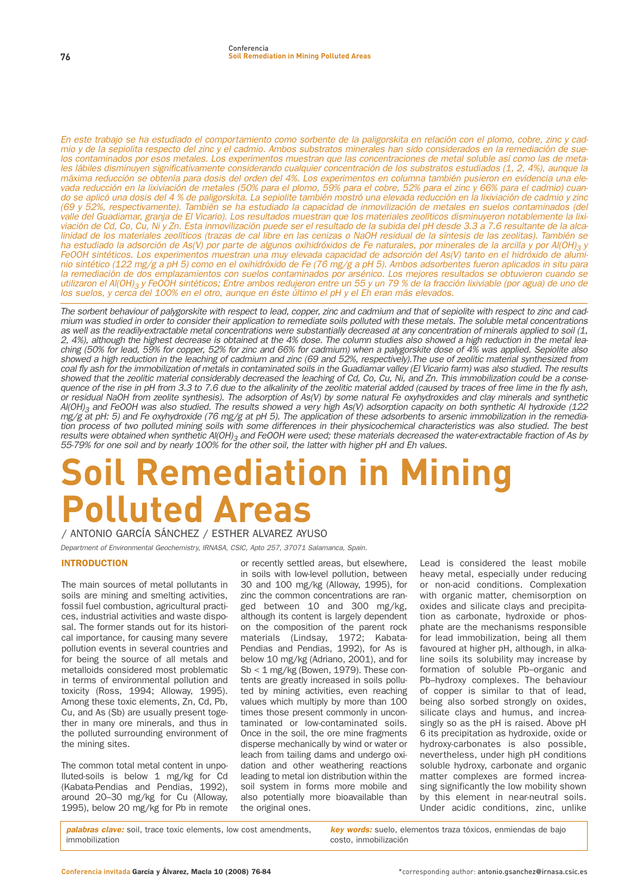*En este trabajo se ha estudiado el comportamiento como sorbente de la paligorskita en relación con el plomo, cobre, zinc y cadmio y de la sepiolita respecto del zinc y el cadmio. Ambos substratos minerales han sido considerados en la remediación de suelos contaminados por esos metales. Los experimentos muestran que las concentraciones de metal soluble así como las de metales lábiles disminuyen significativamente considerando cualquier concentración de los substratos estudiados (1, 2, 4%), aunque la máxima reducción se obtenía para dosis del orden del 4%. Los experimentos en columna también pusieron en evidencia una elevada reducción en la lixiviación de metales (50% para el plomo, 59% para el cobre, 52% para el zinc y 66% para el cadmio) cuando se aplicó una dosis del 4 % de paligorskita. La sepiolite también mostró una elevada reducción en la lixiviación de cadmio y zinc (69 y 52%, respectivamente). También se ha estudiado la capacidad de inmovilización de metales en suelos contaminados (del valle del Guadiamar, granja de El Vicario). Los resultados muestran que los materiales zeolíticos disminuyeron notablemente la lixiviación de Cd, Co, Cu, Ni y Zn. Esta inmovilización puede ser el resultado de la subida del pH desde 3.3 a 7.6 resultante de la alcalinidad de los materiales zeolíticos (trazas de cal libre en las cenizas o NaOH residual de la síntesis de las zeolitas). También se ha estudiado la adsorción de As(V) por parte de algunos oxihidróxidos de Fe naturales, por minerales de la arcilla y por $Al(OH)_3$ y FeOOH sintéticos. Los experimentos muestran una muy elevada capacidad de adsorción del As(V) tanto en el hidróxido de aluminio sintético (122 mg/g a pH 5) como en el oxihidróxido de Fe (76 mg/g a pH 5). Ambos adsorbentes fueron aplicados in situ para la remediación de dos emplazamientos con suelos contaminados por arsénico. Los mejores resultados se obtuvieron cuando se utilizaron el $Al(OH)_3$ y FeOOH sintéticos; Entre ambos redujeron entre un 55 y un 79 % de la fracción lixiviable (por agua) de uno de los suelos, y cerca del 100% en el otro, aunque en éste último el pH y el Eh eran más elevados.*

*The sorbent behaviour of palygorskite with respect to lead, copper, zinc and cadmium and that of sepiolite with respect to zinc and cadmium was studied in order to consider their application to remediate soils polluted with these metals. The soluble metal concentrations as well as the readily-extractable metal concentrations were substantially decreased at any concentration of minerals applied to soil (1, 2, 4%), although the highest decrease is obtained at the 4% dose. The column studies also showed a high reduction in the metal leaching (50% for lead, 59% for copper, 52% for zinc and 66% for cadmium) when a palygorskite dose of 4% was applied. Sepiolite also showed a high reduction in the leaching of cadmium and zinc (69 and 52%, respectively).The use of zeolitic material synthesized from coal fly ash for the immobilization of metals in contaminated soils in the Guadiamar valley (El Vicario farm) was also studied. The results showed that the zeolitic material considerably decreased the leaching of Cd, Co, Cu, Ni, and Zn. This immobilization could be a consequence of the rise in pH from 3.3 to 7.6 due to the alkalinity of the zeolitic material added (caused by traces of free lime in the fly ash, or residual NaOH from zeolite synthesis). The adsorption of As(V) by some natural Fe oxyhydroxides and clay minerals and synthetic $Al(OH)_3$ and FeOOH was also studied. The results showed a very high As(V) adsorption capacity on both synthetic Al hydroxide (122 mg/g at pH: 5) and Fe oxyhydroxide (76 mg/g at pH 5). The application of these adsorbents to arsenic immobilization in the remediation process of two polluted mining soils with some differences in their physicochemical characteristics was also studied. The best results were obtained when synthetic $Al(OH)_3$ and FeOOH were used; these materials decreased the water-extractable fraction of As by 55-79% for one soil and by nearly 100% for the other soil, the latter with higher pH and Eh values.*

# Soil Remediation in Mining Polluted Areas

/ ANTONIO GARCÍA SÁNCHEZ / ESTHER ALVAREZ AYUSO

*Department of Environmental Geochemistry, IRNASA, CSIC, Apto 257, 37071 Salamanca, Spain.*

## INTRODUCTION

The main sources of metal pollutants in soils are mining and smelting activities, fossil fuel combustion, agricultural practices, industrial activities and waste disposal. The former stands out for its historical importance, for causing many severe pollution events in several countries and for being the source of all metals and metalloids considered most problematic in terms of environmental pollution and toxicity (Ross, 1994; Alloway, 1995). Among these toxic elements, Zn, Cd, Pb, Cu, and As (Sb) are usually present together in many ore minerals, and thus in the polluted surrounding environment of the mining sites.

The common total metal content in unpolluted-soils is below 1 mg/kg for Cd (Kabata-Pendias and Pendias, 1992), around 20–30 mg/kg for Cu (Alloway, 1995), below 20 mg/kg for Pb in remote or recently settled areas, but elsewhere, in soils with low-level pollution, between 30 and 100 mg/kg (Alloway, 1995), for zinc the common concentrations are ranged between 10 and 300 mg/kg, although its content is largely dependent on the composition of the parent rock materials (Lindsay, 1972; Kabata-Pendias and Pendias, 1992), for As is below 10 mg/kg (Adriano, 2001), and for Sb < 1 mg/kg (Bowen, 1979). These contents are greatly increased in soils polluted by mining activities, even reaching values which multiply by more than 100 times those present commonly in uncontaminated or low-contaminated soils. Once in the soil, the ore mine fragments disperse mechanically by wind or water or leach from tailing dams and undergo oxidation and other weathering reactions leading to metal ion distribution within the soil system in forms more mobile and also potentially more bioavailable than the original ones.

Lead is considered the least mobile heavy metal, especially under reducing or non-acid conditions. Complexation with organic matter, chemisorption on oxides and silicate clays and precipitation as carbonate, hydroxide or phosphate are the mechanisms responsible for lead immobilization, being all them favoured at higher pH, although, in alkaline soils its solubility may increase by formation of soluble Pb–organic and Pb–hydroxy complexes. The behaviour of copper is similar to that of lead, being also sorbed strongly on oxides, silicate clays and humus, and increasingly so as the pH is raised. Above pH 6 its precipitation as hydroxide, oxide or hydroxy-carbonates is also possible, nevertheless, under high pH conditions soluble hydroxy, carbonate and organic matter complexes are formed increasing significantly the low mobility shown by this element in near-neutral soils. Under acidic conditions, zinc, unlike

***palabras clave:*** soil, trace toxic elements, low cost amendments, immobilization

***key words:*** suelo, elementos traza tóxicos, enmiendas de bajo costo, inmobilización

*corresponding author: antonio.gsanchez@irnasa.csic.es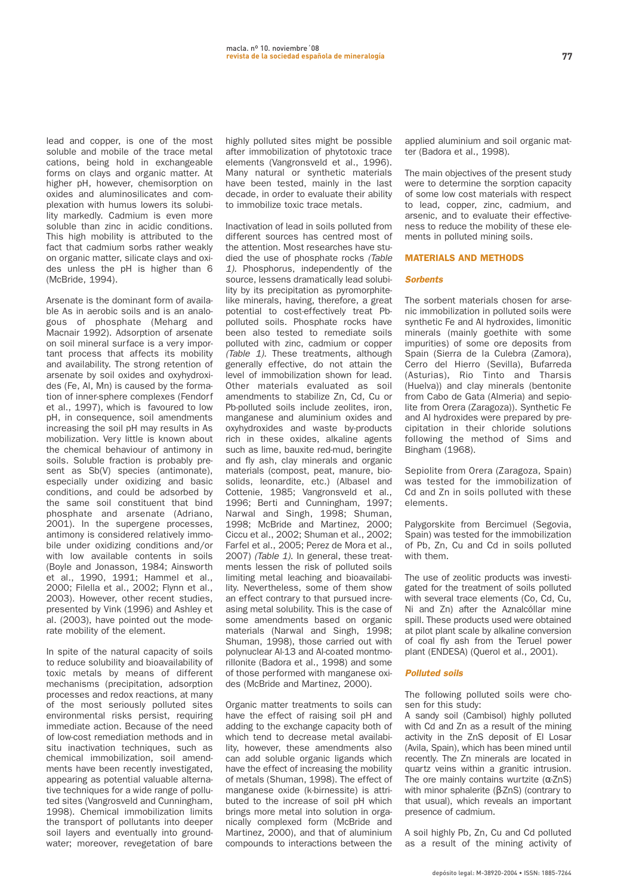lead and copper, is one of the most soluble and mobile of the trace metal cations, being hold in exchangeable forms on clays and organic matter. At higher pH, however, chemisorption on oxides and aluminosilicates and complexation with humus lowers its solubility markedly. Cadmium is even more soluble than zinc in acidic conditions. This high mobility is attributed to the fact that cadmium sorbs rather weakly on organic matter, silicate clays and oxides unless the pH is higher than 6 (McBride, 1994).

Arsenate is the dominant form of available As in aerobic soils and is an analogous of phosphate (Meharg and Macnair 1992). Adsorption of arsenate on soil mineral surface is a very important process that affects its mobility and availability. The strong retention of arsenate by soil oxides and oxyhydroxides (Fe, Al, Mn) is caused by the formation of inner-sphere complexes (Fendorf et al., 1997), which is favoured to low pH, in consequence, soil amendments increasing the soil pH may results in As mobilization. Very little is known about the chemical behaviour of antimony in soils. Soluble fraction is probably present as Sb(V) species (antimonate), especially under oxidizing and basic conditions, and could be adsorbed by the same soil constituent that bind phosphate and arsenate (Adriano, 2001). In the supergene processes, antimony is considered relatively immobile under oxidizing conditions and/or with low available contents in soils (Boyle and Jonasson, 1984; Ainsworth et al., 1990, 1991; Hammel et al., 2000; Filella et al., 2002; Flynn et al., 2003). However, other recent studies, presented by Vink (1996) and Ashley et al. (2003), have pointed out the moderate mobility of the element.

In spite of the natural capacity of soils to reduce solubility and bioavailability of toxic metals by means of different mechanisms (precipitation, adsorption processes and redox reactions, at many of the most seriously polluted sites environmental risks persist, requiring immediate action. Because of the need of low-cost remediation methods and in situ inactivation techniques, such as chemical immobilization, soil amendments have been recently investigated, appearing as potential valuable alternative techniques for a wide range of polluted sites (Vangrosveld and Cunningham, 1998). Chemical immobilization limits the transport of pollutants into deeper soil layers and eventually into groundwater; moreover, revegetation of bare highly polluted sites might be possible after immobilization of phytotoxic trace elements (Vangronsveld et al., 1996). Many natural or synthetic materials have been tested, mainly in the last decade, in order to evaluate their ability to immobilize toxic trace metals.

Inactivation of lead in soils polluted from different sources has centred most of the attention. Most researches have studied the use of phosphate rocks *(Table 1)*. Phosphorus, independently of the source, lessens dramatically lead solubility by its precipitation as pyromorphite-like minerals, having, therefore, a great potential to cost-effectively treat Pb-polluted soils. Phosphate rocks have been also tested to remediate soils polluted with zinc, cadmium or copper *(Table 1)*. These treatments, although generally effective, do not attain the level of immobilization shown for lead. Other materials evaluated as soil amendments to stabilize Zn, Cd, Cu or Pb-polluted soils include zeolites, iron, manganese and aluminium oxides and oxyhydroxides and waste by-products rich in these oxides, alkaline agents such as lime, bauxite red-mud, beringite and fly ash, clay minerals and organic materials (compost, peat, manure, biosolids, leonardite, etc.) (Albasel and Cottenie, 1985; Vangronsveld et al., 1996; Berti and Cunningham, 1997; Narwal and Singh, 1998; Shuman, 1998; McBride and Martinez, 2000; Ciccu et al., 2002; Shuman et al., 2002; Farfel et al., 2005; Perez de Mora et al., 2007) *(Table 1)*. In general, these treatments lessen the risk of polluted soils limiting metal leaching and bioavailability. Nevertheless, some of them show an effect contrary to that pursued increasing metal solubility. This is the case of some amendments based on organic materials (Narwal and Singh, 1998; Shuman, 1998), those carried out with polynuclear Al-13 and Al-coated montmorillonite (Badora et al., 1998) and some of those performed with manganese oxides (McBride and Martinez, 2000).

Organic matter treatments to soils can have the effect of raising soil pH and adding to the exchange capacity both of which tend to decrease metal availability, however, these amendments also can add soluble organic ligands which have the effect of increasing the mobility of metals (Shuman, 1998). The effect of manganese oxide (k-birnessite) is attributed to the increase of soil pH which brings more metal into solution in organically complexed form (McBride and Martinez, 2000), and that of aluminium compounds to interactions between the applied aluminium and soil organic matter (Badora et al., 1998).

The main objectives of the present study were to determine the sorption capacity of some low cost materials with respect to lead, copper, zinc, cadmium, and arsenic, and to evaluate their effectiveness to reduce the mobility of these elements in polluted mining soils.

## MATERIALS AND METHODS

### *Sorbents*

The sorbent materials chosen for arsenic immobilization in polluted soils were synthetic Fe and Al hydroxides, limonitic minerals (mainly goethite with some impurities) of some ore deposits from Spain (Sierra de la Culebra (Zamora), Cerro del Hierro (Sevilla), Bufarreda (Asturias), Rio Tinto and Tharsis (Huelva)) and clay minerals (bentonite from Cabo de Gata (Almeria) and sepiolite from Orera (Zaragoza)). Synthetic Fe and Al hydroxides were prepared by precipitation in their chloride solutions following the method of Sims and Bingham (1968).

Sepiolite from Orera (Zaragoza, Spain) was tested for the immobilization of Cd and Zn in soils polluted with these elements.

Palygorskite from Bercimuel (Segovia, Spain) was tested for the immobilization of Pb, Zn, Cu and Cd in soils polluted with them.

The use of zeolitic products was investigated for the treatment of soils polluted with several trace elements (Co, Cd, Cu, Ni and Zn) after the Aznalcóllar mine spill. These products used were obtained at pilot plant scale by alkaline conversion of coal fly ash from the Teruel power plant (ENDESA) (Querol et al., 2001).

### *Polluted soils*

The following polluted soils were chosen for this study:
A sandy soil (Cambisol) highly polluted with Cd and Zn as a result of the mining activity in the ZnS deposit of El Losar (Avila, Spain), which has been mined until recently. The Zn minerals are located in quartz veins within a granitic intrusion. The ore mainly contains wurtzite (α-ZnS) with minor sphalerite (β-ZnS) (contrary to that usual), which reveals an important presence of cadmium.

A soil highly Pb, Zn, Cu and Cd polluted as a result of the mining activity of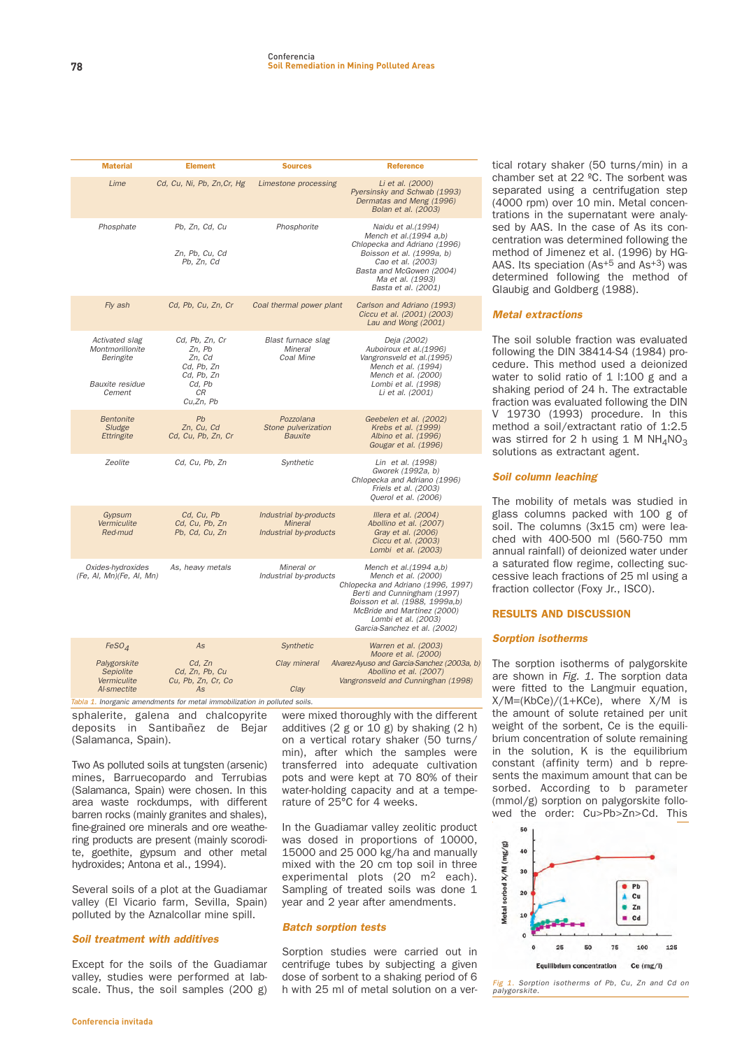| Material | Element | Sources | Reference |
|---|---|---|---|
| Lime | Cd, Cu, Ni, Pb, Zn,Cr, Hg | Limestone processing | Li et al. (2000)<br>Pyersinsky and Schwab (1993)<br>Dermatas and Meng (1996)<br>Bolan et al. (2003) |
| Phosphate | Pb, Zn, Cd, Cu<br><br>Zn, Pb, Cu, Cd<br>Pb, Zn, Cd | Phosphorite | Naidu et al.(1994)<br>Mench et al.(1994 a,b)<br>Chlopecka and Adriano (1996)<br>Boisson et al. (1999a, b)<br>Cao et al. (2003)<br>Basta and McGowen (2004)<br>Ma et al. (1993)<br>Basta et al. (2001) |
| Fly ash | Cd, Pb, Cu, Zn, Cr | Coal thermal power plant | Carlson and Adriano (1993)<br>Ciccu et al. (2001) (2003)<br>Lau and Wong (2001) |
| Activated slag<br>Montmorillonite<br>Beringite<br><br>Bauxite residue<br>Cement | Cd, Pb, Zn, Cr<br>Zn, Pb<br>Zn, Cd<br>Cd, Pb, Zn<br>Cd, Pb, Zn<br>Cd, Pb<br>CR<br>Cu,Zn, Pb | Blast furnace slag<br>Mineral<br>Coal Mine | Deja (2002)<br>Auboiroux et al.(1996)<br>Vangronsveld et al.(1995)<br>Mench et al. (1994)<br>Mench et al. (2000)<br>Lombi et al. (1998)<br>Li et al. (2001) |
| Bentonite<br>Sludge<br>Ettringite | Pb<br>Zn, Cu, Cd<br>Cd, Cu, Pb, Zn, Cr | Pozzolana<br>Stone pulverization<br>Bauxite | Geebelen et al. (2002)<br>Krebs et al. (1999)<br>Albino et al. (1996)<br>Gougar et al. (1996) |
| Zeolite | Cd, Cu, Pb, Zn | Synthetic | Lin et al. (1998)<br>Gworek (1992a, b)<br>Chlopecka and Adriano (1996)<br>Friels et al. (2003)<br>Querol et al. (2006) |
| Gypsum<br>Vermiculite<br>Red-mud | Cd, Cu, Pb<br>Cd, Cu, Pb, Zn<br>Pb, Cd, Cu, Zn | Industrial by-products<br>Mineral<br>Industrial by-products | Illera et al. (2004)<br>Abollino et al. (2007)<br>Gray et al. (2006)<br>Ciccu et al. (2003)<br>Lombi et al. (2003) |
| Oxides-hydroxides<br>(Fe, Al, Mn)(Fe, Al, Mn) | As, heavy metals | Mineral or<br>Industrial by-products | Mench et al.(1994 a,b)<br>Mench et al. (2000)<br>Chlopecka and Adriano (1996, 1997)<br>Berti and Cunningham (1997)<br>Boisson et al. (1988, 1999a,b)<br>McBride and Martinez (2000)<br>Lombi et al. (2003)<br>Garcia-Sanchez et al. (2002) |
| $FeSO_4$<br><br>Palygorskite<br>Sepiolite<br>Vermiculite<br>Al-smectite | As<br><br>Cd, Zn<br>Cd, Zn, Pb, Cu<br>Cu, Pb, Zn, Cr, Co<br>As | Synthetic<br><br>Clay mineral<br><br><br>Clay | Warren et al. (2003)<br>Moore et al. (2000)<br>Alvarez-Ayuso and Garcia-Sanchez (2003a, b)<br>Abollino et al. (2007)<br>Vangronsveld and Cunningham (1998) |

*Tabla 1. Inorganic amendments for metal immobilization in polluted soils.*

sphalerite, galena and chalcopyrite deposits in Santibañez de Bejar (Salamanca, Spain).

Two As polluted soils at tungsten (arsenic) mines, Barruecopardo and Terrubias (Salamanca, Spain) were chosen. In this area waste rockdumps, with different barren rocks (mainly granites and shales), fine-grained ore minerals and ore weathering products are present (mainly scorodite, goethite, gypsum and other metal hydroxides; Antona et al., 1994).

Several soils of a plot at the Guadiamar valley (El Vicario farm, Sevilla, Spain) polluted by the Aznalcollar mine spill.

### Soil treatment with additives

Except for the soils of the Guadiamar valley, studies were performed at lab-scale. Thus, the soil samples (200 g) were mixed thoroughly with the different additives (2 g or 10 g) by shaking (2 h) on a vertical rotary shaker (50 turns/min), after which the samples were transferred into adequate cultivation pots and were kept at 70 80% of their water-holding capacity and at a temperature of 25°C for 4 weeks.

In the Guadiamar valley zeolitic product was dosed in proportions of 10000, 15000 and 25 000 kg/ha and manually mixed with the 20 cm top soil in three experimental plots (20 $m^2$ each). Sampling of treated soils was done 1 year and 2 year after amendments.

### Batch sorption tests

Sorption studies were carried out in centrifuge tubes by subjecting a given dose of sorbent to a shaking period of 6 h with 25 ml of metal solution on a vertical rotary shaker (50 turns/min) in a chamber set at 22 ºC. The sorbent was separated using a centrifugation step (4000 rpm) over 10 min. Metal concentrations in the supernatant were analysed by AAS. In the case of As its concentration was determined following the method of Jimenez et al. (1996) by HG-AAS. Its speciation ($As^{+5}$ and $As^{+3}$) was determined following the method of Glaubig and Goldberg (1988).

### Metal extractions

The soil soluble fraction was evaluated following the DIN 38414-S4 (1984) procedure. This method used a deionized water to solid ratio of 1 l:100 g and a shaking period of 24 h. The extractable fraction was evaluated following the DIN V 19730 (1993) procedure. In this method a soil/extractant ratio of 1:2.5 was stirred for 2 h using 1 M $NH_4NO_3$ solutions as extractant agent.

### Soil column leaching

The mobility of metals was studied in glass columns packed with 100 g of soil. The columns (3x15 cm) were leached with 400-500 ml (560-750 mm annual rainfall) of deionized water under a saturated flow regime, collecting successive leach fractions of 25 ml using a fraction collector (Foxy Jr., ISCO).

## RESULTS AND DISCUSSION

### Sorption isotherms

The sorption isotherms of palygorskite are shown in *Fig. 1.* The sorption data were fitted to the Langmuir equation, X/M=(KbCe)/(1+KCe), where X/M is the amount of solute retained per unit weight of the sorbent, Ce is the equilibrium concentration of solute remaining in the solution, K is the equilibrium constant (affinity term) and b represents the maximum amount that can be sorbed. According to b parameter (mmol/g) sorption on palygorskite followed the order: Cu>Pb>Zn>Cd. This

*Fig 1. Sorption isotherms of Pb, Cu, Zn and Cd on palygorskite.*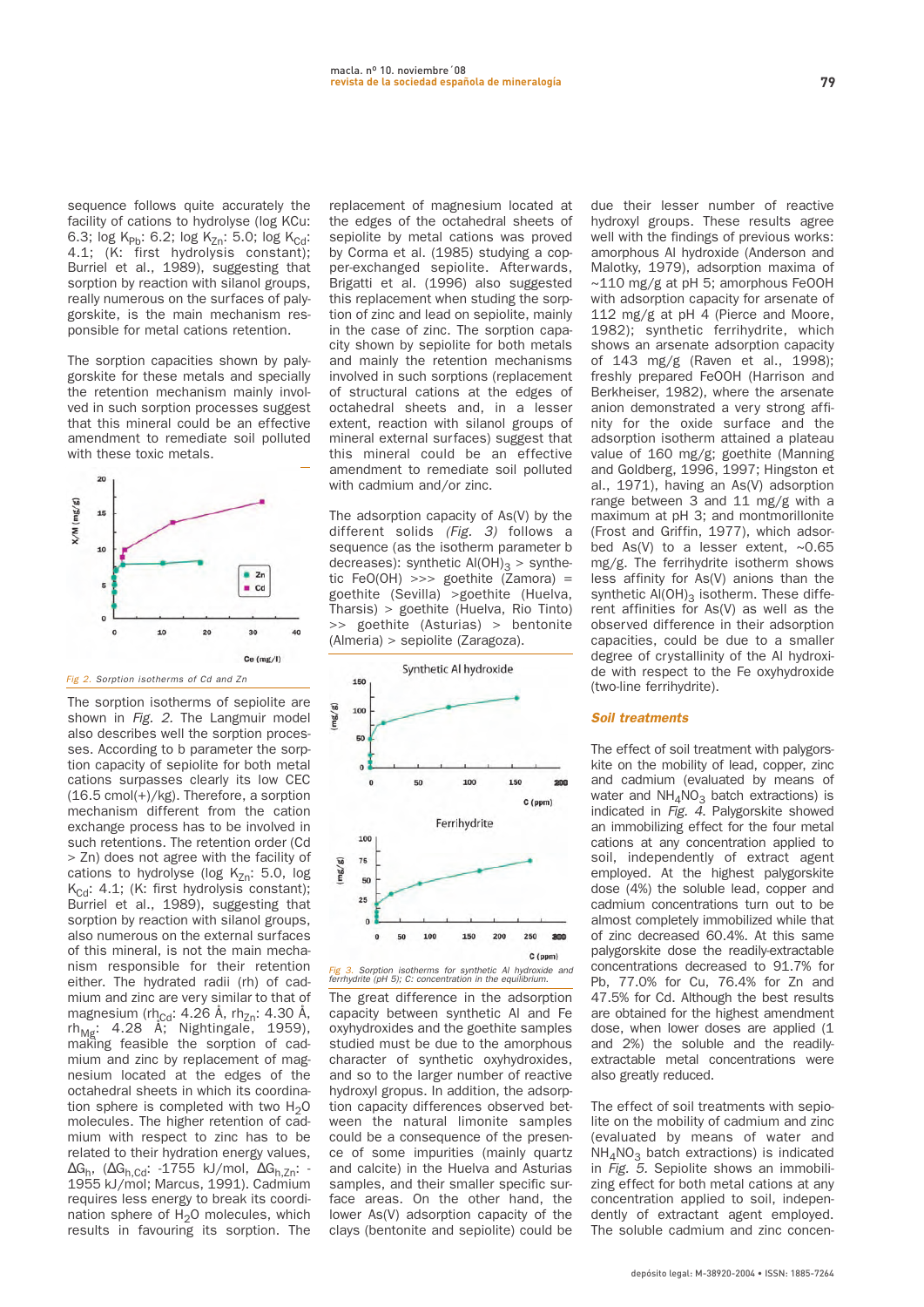sequence follows quite accurately the facility of cations to hydrolyse (log KCu: 6.3; log $K_{Pb}$: 6.2; log $K_{Zn}$: 5.0; log $K_{Cd}$: 4.1; (K: first hydrolysis constant); Burriel et al., 1989), suggesting that sorption by reaction with silanol groups, really numerous on the surfaces of palygorskite, is the main mechanism responsible for metal cations retention.

The sorption capacities shown by palygorskite for these metals and specially the retention mechanism mainly involved in such sorption processes suggest that this mineral could be an effective amendment to remediate soil polluted with these toxic metals.

*Fig 2. Sorption isotherms of Cd and Zn*

The sorption isotherms of sepiolite are shown in *Fig. 2.* The Langmuir model also describes well the sorption processes. According to b parameter the sorption capacity of sepiolite for both metal cations surpasses clearly its low CEC (16.5 cmol(+)/kg). Therefore, a sorption mechanism different from the cation exchange process has to be involved in such retentions. The retention order (Cd > Zn) does not agree with the facility of cations to hydrolyse (log $K_{Zn}$: 5.0, log $K_{Cd}$: 4.1; (K: first hydrolysis constant); Burriel et al., 1989), suggesting that sorption by reaction with silanol groups, also numerous on the external surfaces of this mineral, is not the main mechanism responsible for their retention either. The hydrated radii (rh) of cadmium and zinc are very similar to that of magnesium ($rh_{Cd}$: 4.26 Å, $rh_{Zn}$: 4.30 Å, $rh_{Mg}$: 4.28 Å; Nightingale, 1959), making feasible the sorption of cadmium and zinc by replacement of magnesium located at the edges of the octahedral sheets in which its coordination sphere is completed with two $H_2O$ molecules. The higher retention of cadmium with respect to zinc has to be related to their hydration energy values, $\Delta G_h$, ($\Delta G_{h,Cd}$: -1755 kJ/mol, $\Delta G_{h,Zn}$: -1955 kJ/mol; Marcus, 1991). Cadmium requires less energy to break its coordination sphere of $H_2O$ molecules, which results in favouring its sorption. The replacement of magnesium located at the edges of the octahedral sheets of sepiolite by metal cations was proved by Corma et al. (1985) studying a copper-exchanged sepiolite. Afterwards, Brigatti et al. (1996) also suggested this replacement when studying the sorption of zinc and lead on sepiolite, mainly in the case of zinc. The sorption capacity shown by sepiolite for both metals and mainly the retention mechanisms involved in such sorptions (replacement of structural cations at the edges of octahedral sheets and, in a lesser extent, reaction with silanol groups of mineral external surfaces) suggest that this mineral could be an effective amendment to remediate soil polluted with cadmium and/or zinc.

The adsorption capacity of As(V) by the different solids *(Fig. 3)* follows a sequence (as the isotherm parameter b decreases): synthetic $Al(OH)_3$ > synthetic FeO(OH) >>> goethite (Zamora) = goethite (Sevilla) >goethite (Huelva, Tharsis) > goethite (Huelva, Rio Tinto) >> goethite (Asturias) > bentonite (Almeria) > sepiolite (Zaragoza).

*Fig 3. Sorption isotherms for synthetic Al hydroxide and ferrhydrite (pH 5); C: concentration in the equilibrium.*

The great difference in the adsorption capacity between synthetic Al and Fe oxyhydroxides and the goethite samples studied must be due to the amorphous character of synthetic oxyhydroxides, and so to the larger number of reactive hydroxyl gropus. In addition, the adsorption capacity differences observed between the natural limonite samples could be a consequence of the presence of some impurities (mainly quartz and calcite) in the Huelva and Asturias samples, and their smaller specific surface areas. On the other hand, the lower As(V) adsorption capacity of the clays (bentonite and sepiolite) could be due their lesser number of reactive hydroxyl groups. These results agree well with the findings of previous works: amorphous Al hydroxide (Anderson and Malotky, 1979), adsorption maxima of ~110 mg/g at pH 5; amorphous FeOOH with adsorption capacity for arsenate of 112 mg/g at pH 4 (Pierce and Moore, 1982); synthetic ferrihydrite, which shows an arsenate adsorption capacity of 143 mg/g (Raven et al., 1998); freshly prepared FeOOH (Harrison and Berkheiser, 1982), where the arsenate anion demonstrated a very strong affinity for the oxide surface and the adsorption isotherm attained a plateau value of 160 mg/g; goethite (Manning and Goldberg, 1996, 1997; Hingston et al., 1971), having an As(V) adsorption range between 3 and 11 mg/g with a maximum at pH 3; and montmorillonite (Frost and Griffin, 1977), which adsorbed As(V) to a lesser extent, ~0.65 mg/g. The ferrihydrite isotherm shows less affinity for As(V) anions than the synthetic $Al(OH)_3$ isotherm. These different affinities for As(V) as well as the observed difference in their adsorption capacities, could be due to a smaller degree of crystallinity of the Al hydroxide with respect to the Fe oxyhydroxide (two-line ferrihydrite).

### Soil treatments

The effect of soil treatment with palygorskite on the mobility of lead, copper, zinc and cadmium (evaluated by means of water and $NH_4NO_3$ batch extractions) is indicated in *Fig. 4.* Palygorskite showed an immobilizing effect for the four metal cations at any concentration applied to soil, independently of extract agent employed. At the highest palygorskite dose (4%) the soluble lead, copper and cadmium concentrations turn out to be almost completely immobilized while that of zinc decreased 60.4%. At this same palygorskite dose the readily-extractable concentrations decreased to 91.7% for Pb, 77.0% for Cu, 76.4% for Zn and 47.5% for Cd. Although the best results are obtained for the highest amendment dose, when lower doses are applied (1 and 2%) the soluble and the readily-extractable metal concentrations were also greatly reduced.

The effect of soil treatments with sepiolite on the mobility of cadmium and zinc (evaluated by means of water and $NH_4NO_3$ batch extractions) is indicated in *Fig. 5.* Sepiolite shows an immobilizing effect for both metal cations at any concentration applied to soil, independently of extractant agent employed. The soluble cadmium and zinc concen-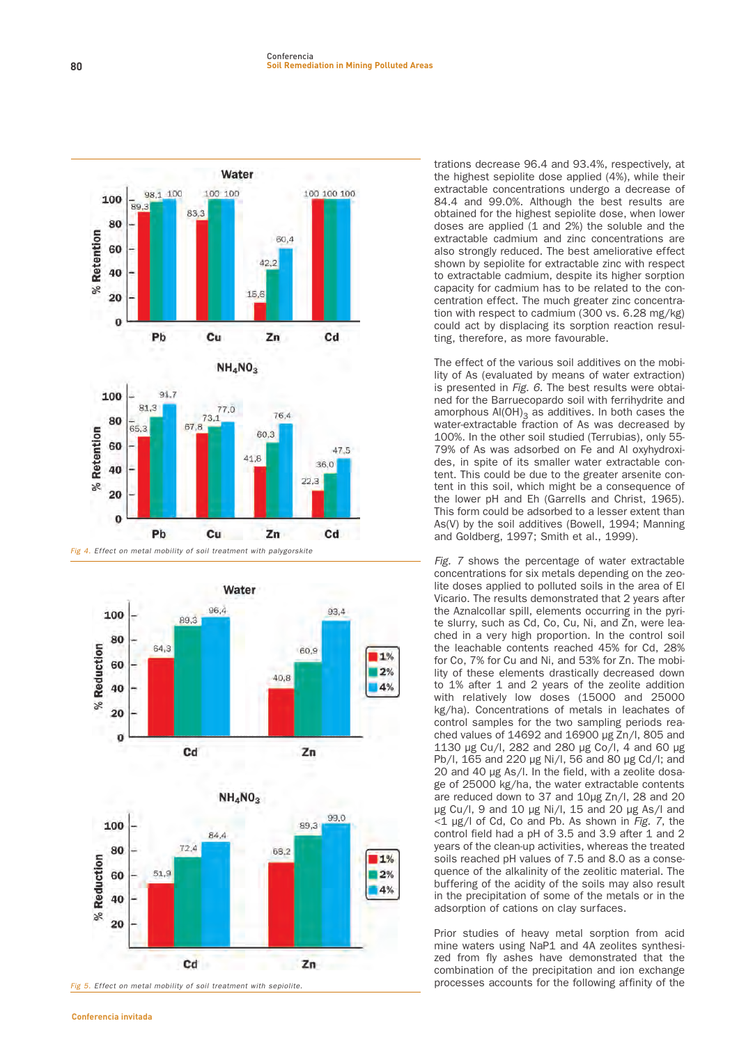Fig 4. Effect on metal mobility of soil treatment with palygorskite

Fig 5. Effect on metal mobility of soil treatment with sepiolite.

trations decrease 96.4 and 93.4%, respectively, at the highest sepiolite dose applied (4%), while their extractable concentrations undergo a decrease of 84.4 and 99.0%. Although the best results are obtained for the highest sepiolite dose, when lower doses are applied (1 and 2%) the soluble and the extractable cadmium and zinc concentrations are also strongly reduced. The best ameliorative effect shown by sepiolite for extractable zinc with respect to extractable cadmium, despite its higher sorption capacity for cadmium has to be related to the concentration effect. The much greater zinc concentration with respect to cadmium (300 vs. 6.28 mg/kg) could act by displacing its sorption reaction resulting, therefore, as more favourable.

The effect of the various soil additives on the mobility of As (evaluated by means of water extraction) is presented in *Fig. 6*. The best results were obtained for the Barruecopardo soil with ferrihydrite and amorphous $Al(OH)_3$ as additives. In both cases the water-extractable fraction of As was decreased by 100%. In the other soil studied (Terrubias), only 55-79% of As was adsorbed on Fe and Al oxyhydroxides, in spite of its smaller water extractable content. This could be due to the greater arsenite content in this soil, which might be a consequence of the lower pH and Eh (Garrells and Christ, 1965). This form could be adsorbed to a lesser extent than As(V) by the soil additives (Bowell, 1994; Manning and Goldberg, 1997; Smith et al., 1999).

*Fig. 7* shows the percentage of water extractable concentrations for six metals depending on the zeolite doses applied to polluted soils in the area of El Vicario. The results demonstrated that 2 years after the Aznalcollar spill, elements occurring in the pyrite slurry, such as Cd, Co, Cu, Ni, and Zn, were leached in a very high proportion. In the control soil the leachable contents reached 45% for Cd, 28% for Co, 7% for Cu and Ni, and 53% for Zn. The mobility of these elements drastically decreased down to 1% after 1 and 2 years of the zeolite addition with relatively low doses (15000 and 25000 kg/ha). Concentrations of metals in leachates of control samples for the two sampling periods reached values of 14692 and 16900 µg Zn/l, 805 and 1130 µg Cu/l, 282 and 280 µg Co/l, 4 and 60 µg Pb/l, 165 and 220 µg Ni/l, 56 and 80 µg Cd/l; and 20 and 40 µg As/l. In the field, with a zeolite dosage of 25000 kg/ha, the water extractable contents are reduced down to 37 and 10µg Zn/l, 28 and 20 µg Cu/l, 9 and 10 µg Ni/l, 15 and 20 µg As/l and <1 µg/l of Cd, Co and Pb. As shown in *Fig. 7*, the control field had a pH of 3.5 and 3.9 after 1 and 2 years of the clean-up activities, whereas the treated soils reached pH values of 7.5 and 8.0 as a consequence of the alkalinity of the zeolitic material. The buffering of the acidity of the soils may also result in the precipitation of some of the metals or in the adsorption of cations on clay surfaces.

Prior studies of heavy metal sorption from acid mine waters using NaP1 and 4A zeolites synthesized from fly ashes have demonstrated that the combination of the precipitation and ion exchange processes accounts for the following affinity of the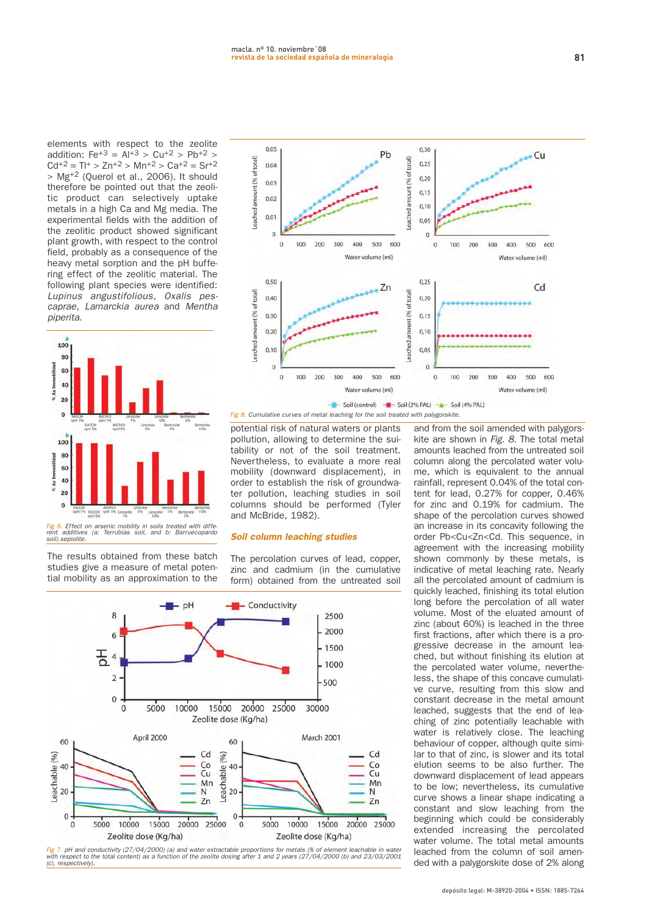elements with respect to the zeolite addition: $Fe^{+3}$ = $Al^{+3}$ > $Cu^{+2}$ > $Pb^{+2}$ > $Cd^{+2}$ = $Tl^{+}$ > $Zn^{+2}$ > $Mn^{+2}$ > $Ca^{+2}$ = $Sr^{+2}$ > $Mg^{+2}$ (Querol et al., 2006). It should therefore be pointed out that the zeolitic product can selectively uptake metals in a high Ca and Mg media. The experimental fields with the addition of the zeolitic product showed significant plant growth, with respect to the control field, probably as a consequence of the heavy metal sorption and the pH buffering effect of the zeolitic material. The following plant species were identified: *Lupinus angustifolious, Oxalis pes-caprae, Lamarckia aurea* and *Mentha piperita*.

*Fig 6. Effect on arsenic mobility in soils treated with different additives (a: Terrubias soil, and b: Barruecopardo soil).sepiolite.*

The results obtained from these batch studies give a measure of metal potential mobility as an approximation to the potential risk of natural waters or plants pollution, allowing to determine the suitability or not of the soil treatment. Nevertheless, to evaluate a more real mobility (downward displacement), in order to establish the risk of groundwater pollution, leaching studies in soil columns should be performed (Tyler and McBride, 1982).

*Fig 7. pH and conductivity (27/04/2000) (a) and water extractable proportions for metals (% of element leachable in water with respect to the total content) as a function of the zeolite dosing after 1 and 2 years (27/04/2000 (b) and 23/03/2001 (c), respectively).*

*Fig 8. Cumulative curves of metal leaching for the soil treated with palygorskite.*

### Soil column leaching studies

The percolation curves of lead, copper, zinc and cadmium (in the cumulative form) obtained from the untreated soil and from the soil amended with palygorskite are shown in *Fig. 8*. The total metal amounts leached from the untreated soil column along the percolated water volume, which is equivalent to the annual rainfall, represent 0.04% of the total content for lead, 0.27% for copper, 0.46% for zinc and 0.19% for cadmium. The shape of the percolation curves showed an increase in its concavity following the order Pb<Cu<Zn<Cd. This sequence, in agreement with the increasing mobility shown commonly by these metals, is indicative of metal leaching rate. Nearly all the percolated amount of cadmium is quickly leached, finishing its total elution long before the percolation of all water volume. Most of the eluated amount of zinc (about 60%) is leached in the three first fractions, after which there is a progressive decrease in the amount leached, but without finishing its elution at the percolated water volume, nevertheless, the shape of this concave cumulative curve, resulting from this slow and constant decrease in the metal amount leached, suggests that the end of leaching of zinc potentially leachable with water is relatively close. The leaching behaviour of copper, although quite similar to that of zinc, is slower and its total elution seems to be also further. The downward displacement of lead appears to be low; nevertheless, its cumulative curve shows a linear shape indicating a constant and slow leaching from the beginning which could be considerably extended increasing the percolated water volume. The total metal amounts leached from the column of soil amended with a palygorskite dose of 2% along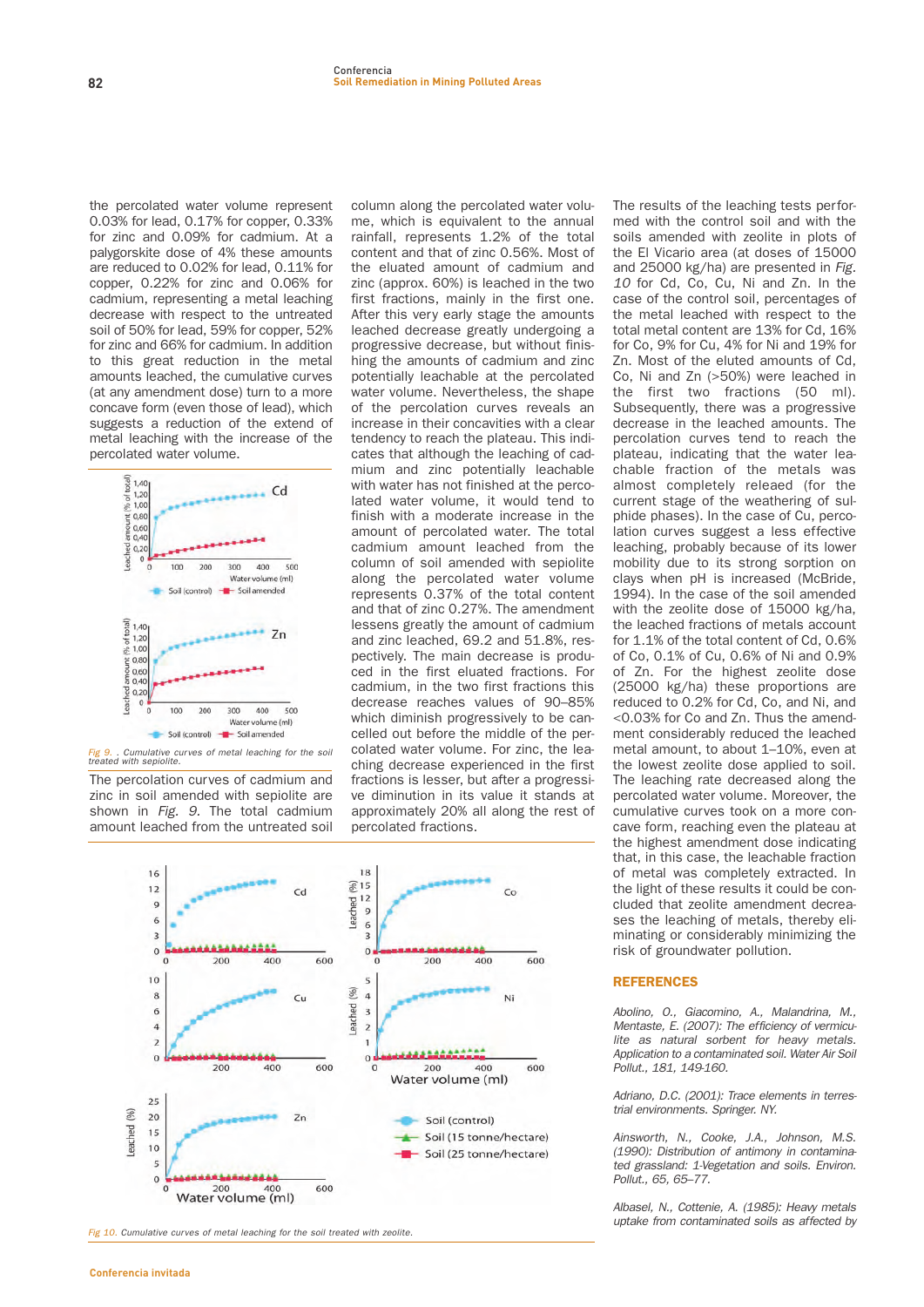the percolated water volume represent 0.03% for lead, 0.17% for copper, 0.33% for zinc and 0.09% for cadmium. At a palygorskite dose of 4% these amounts are reduced to 0.02% for lead, 0.11% for copper, 0.22% for zinc and 0.06% for cadmium, representing a metal leaching decrease with respect to the untreated soil of 50% for lead, 59% for copper, 52% for zinc and 66% for cadmium. In addition to this great reduction in the metal amounts leached, the cumulative curves (at any amendment dose) turn to a more concave form (even those of lead), which suggests a reduction of the extend of metal leaching with the increase of the percolated water volume.

*Fig 9. . Cumulative curves of metal leaching for the soil treated with sepiolite.*

The percolation curves of cadmium and zinc in soil amended with sepiolite are shown in *Fig. 9*. The total cadmium amount leached from the untreated soil column along the percolated water volume, which is equivalent to the annual rainfall, represents 1.2% of the total content and that of zinc 0.56%. Most of the eluated amount of cadmium and zinc (approx. 60%) is leached in the two first fractions, mainly in the first one. After this very early stage the amounts leached decrease greatly undergoing a progressive decrease, but without finishing the amounts of cadmium and zinc potentially leachable at the percolated water volume. Nevertheless, the shape of the percolation curves reveals an increase in their concavities with a clear tendency to reach the plateau. This indicates that although the leaching of cadmium and zinc potentially leachable with water has not finished at the percolated water volume, it would tend to finish with a moderate increase in the amount of percolated water. The total cadmium amount leached from the column of soil amended with sepiolite along the percolated water volume represents 0.37% of the total content and that of zinc 0.27%. The amendment lessens greatly the amount of cadmium and zinc leached, 69.2 and 51.8%, respectively. The main decrease is produced in the first eluated fractions. For cadmium, in the two first fractions this decrease reaches values of 90–85% which diminish progressively to be cancelled out before the middle of the percolated water volume. For zinc, the leaching decrease experienced in the first fractions is lesser, but after a progressive diminution in its value it stands at approximately 20% all along the rest of percolated fractions.

The results of the leaching tests performed with the control soil and with the soils amended with zeolite in plots of the El Vicario area (at doses of 15000 and 25000 kg/ha) are presented in *Fig. 10* for Cd, Co, Cu, Ni and Zn. In the case of the control soil, percentages of the metal leached with respect to the total metal content are 13% for Cd, 16% for Co, 9% for Cu, 4% for Ni and 19% for Zn. Most of the eluted amounts of Cd, Co, Ni and Zn (>50%) were leached in the first two fractions (50 ml). Subsequently, there was a progressive decrease in the leached amounts. The percolation curves tend to reach the plateau, indicating that the water leachable fraction of the metals was almost completely releaed (for the current stage of the weathering of sulphide phases). In the case of Cu, percolation curves suggest a less effective leaching, probably because of its lower mobility due to its strong sorption on clays when pH is increased (McBride, 1994). In the case of the soil amended with the zeolite dose of 15000 kg/ha, the leached fractions of metals account for 1.1% of the total content of Cd, 0.6% of Co, 0.1% of Cu, 0.6% of Ni and 0.9% of Zn. For the highest zeolite dose (25000 kg/ha) these proportions are reduced to 0.2% for Cd, Co, and Ni, and <0.03% for Co and Zn. Thus the amendment considerably reduced the leached metal amount, to about 1–10%, even at the lowest zeolite dose applied to soil. The leaching rate decreased along the percolated water volume. Moreover, the cumulative curves took on a more concave form, reaching even the plateau at the highest amendment dose indicating that, in this case, the leachable fraction of metal was completely extracted. In the light of these results it could be concluded that zeolite amendment decreases the leaching of metals, thereby eliminating or considerably minimizing the risk of groundwater pollution.

*Fig 10. Cumulative curves of metal leaching for the soil treated with zeolite.*

## REFERENCES

*Abolino, O., Giacomino, A., Malandrina, M., Mentaste, E. (2007): The efficiency of vermiculite as natural sorbent for heavy metals. Application to a contaminated soil. Water Air Soil Pollut., 181, 149-160.*

*Adriano, D.C. (2001): Trace elements in terrestrial environments. Springer. NY.*

*Ainsworth, N., Cooke, J.A., Johnson, M.S. (1990): Distribution of antimony in contaminated grassland: 1-Vegetation and soils. Environ. Pollut., 65, 65–77.*

*Albasel, N., Cottenie, A. (1985): Heavy metals uptake from contaminated soils as affected by*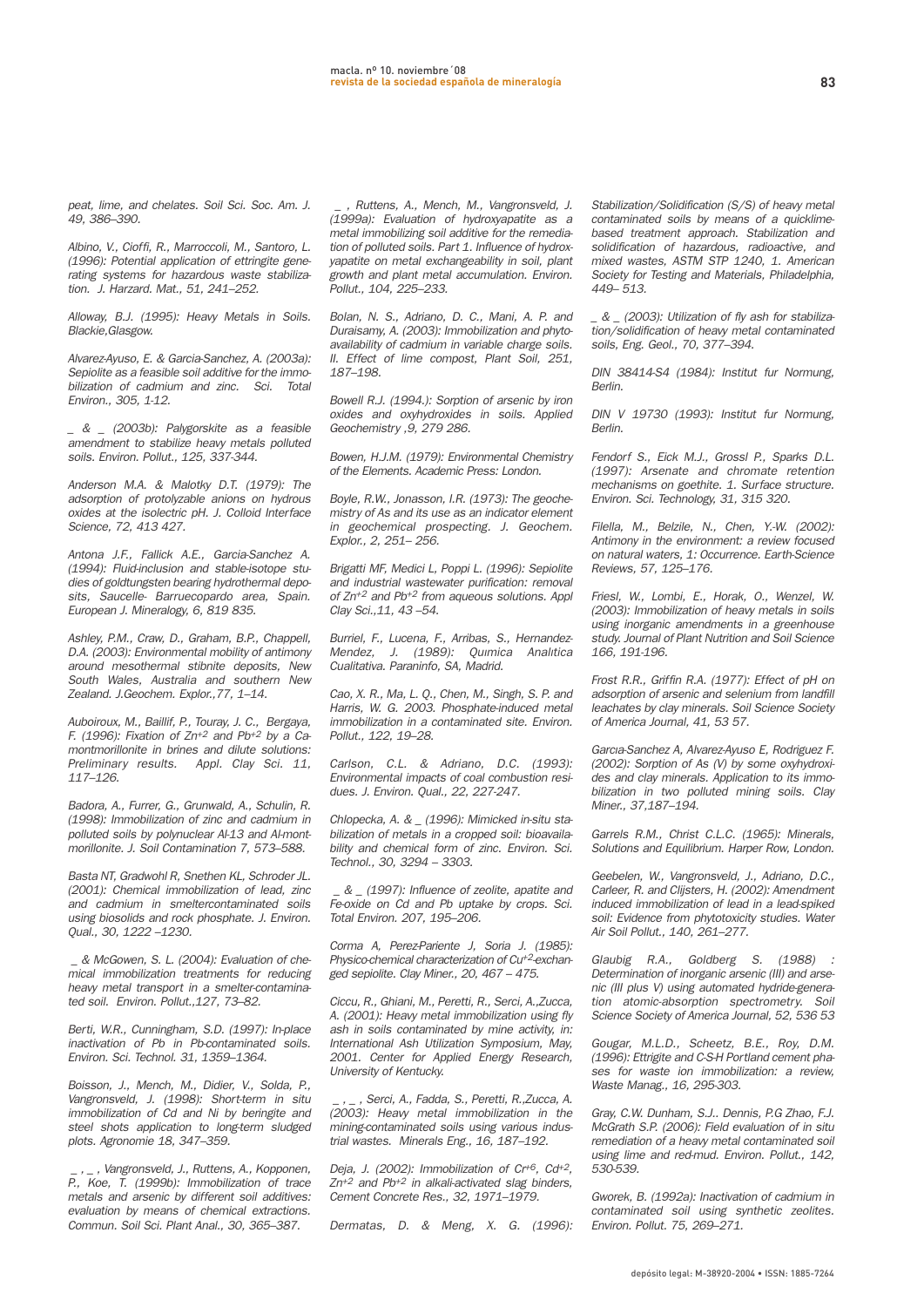*peat, lime, and chelates. Soil Sci. Soc. Am. J. 49, 386–390.*

*Albino, V., Cioffi, R., Marroccoli, M., Santoro, L. (1996): Potential application of ettringite generating systems for hazardous waste stabilization. J. Harzard. Mat., 51, 241–252.*

*Alloway, B.J. (1995): Heavy Metals in Soils. Blackie,Glasgow.*

*Alvarez-Ayuso, E. & Garcia-Sanchez, A. (2003a): Sepiolite as a feasible soil additive for the immobilization of cadmium and zinc. Sci. Total Environ., 305, 1-12.*

*_ & _ (2003b): Palygorskite as a feasible amendment to stabilize heavy metals polluted soils. Environ. Pollut., 125, 337-344.*

*Anderson M.A. & Malotky D.T. (1979): The adsorption of protolyzable anions on hydrous oxides at the isolectric pH. J. Colloid Interface Science, 72, 413 427.*

*Antona J.F., Fallick A.E., Garcia-Sanchez A. (1994): Fluid-inclusion and stable-isotope studies of goldtungsten bearing hydrothermal deposits, Saucelle- Barruecopardo area, Spain. European J. Mineralogy, 6, 819 835.*

*Ashley, P.M., Craw, D., Graham, B.P., Chappell, D.A. (2003): Environmental mobility of antimony around mesothermal stibnite deposits, New South Wales, Australia and southern New Zealand. J.Geochem. Explor.,77, 1–14.*

*Auboiroux, M., Baillif, P., Touray, J. C., Bergaya, F. (1996): Fixation of $Zn^{+2}$ and $Pb^{+2}$ by a Ca-montmorillonite in brines and dilute solutions: Preliminary results. Appl. Clay Sci. 11, 117–126.*

*Badora, A., Furrer, G., Grunwald, A., Schulin, R. (1998): Immobilization of zinc and cadmium in polluted soils by polynuclear Al-13 and Al-montmorillonite. J. Soil Contamination 7, 573–588.*

*Basta NT, Gradwohl R, Snethen KL, Schroder JL. (2001): Chemical immobilization of lead, zinc and cadmium in smeltercontaminated soils using biosolids and rock phosphate. J. Environ. Qual., 30, 1222 –1230.*

*_ & McGowen, S. L. (2004): Evaluation of chemical immobilization treatments for reducing heavy metal transport in a smelter-contaminated soil. Environ. Pollut.,127, 73–82.*

*Berti, W.R., Cunningham, S.D. (1997): In-place inactivation of Pb in Pb-contaminated soils. Environ. Sci. Technol. 31, 1359–1364.*

*Boisson, J., Mench, M., Didier, V., Solda, P., Vangronsveld, J. (1998): Short-term in situ immobilization of Cd and Ni by beringite and steel shots application to long-term sludged plots. Agronomie 18, 347–359.*

*_ , _ , Vangronsveld, J., Ruttens, A., Kopponen, P., Koe, T. (1999b): Immobilization of trace metals and arsenic by different soil additives: evaluation by means of chemical extractions. Commun. Soil Sci. Plant Anal., 30, 365–387.*

*_ , Ruttens, A., Mench, M., Vangronsveld, J. (1999a): Evaluation of hydroxyapatite as a metal immobilizing soil additive for the remediation of polluted soils. Part 1. Influence of hydroxyapatite on metal exchangeability in soil, plant growth and plant metal accumulation. Environ. Pollut., 104, 225–233.*

*Bolan, N. S., Adriano, D. C., Mani, A. P. and Duraisamy, A. (2003): Immobilization and phytoavailability of cadmium in variable charge soils. II. Effect of lime compost, Plant Soil, 251, 187–198.*

*Bowell R.J. (1994.): Sorption of arsenic by iron oxides and oxyhydroxides in soils. Applied Geochemistry ,9, 279 286.*

*Bowen, H.J.M. (1979): Environmental Chemistry of the Elements. Academic Press: London.*

*Boyle, R.W., Jonasson, I.R. (1973): The geochemistry of As and its use as an indicator element in geochemical prospecting. J. Geochem. Explor., 2, 251– 256.*

*Brigatti MF, Medici L, Poppi L. (1996): Sepiolite and industrial wastewater purification: removal of $Zn^{+2}$ and $Pb^{+2}$ from aqueous solutions. Appl Clay Sci.,11, 43 –54.*

*Burriel, F., Lucena, F., Arribas, S., Hernandez-Mendez, J. (1989): Quımica Analıtica Cualitativa. Paraninfo, SA, Madrid.*

*Cao, X. R., Ma, L. Q., Chen, M., Singh, S. P. and Harris, W. G. 2003. Phosphate-induced metal immobilization in a contaminated site. Environ. Pollut., 122, 19–28.*

*Carlson, C.L. & Adriano, D.C. (1993): Environmental impacts of coal combustion residues. J. Environ. Qual., 22, 227-247.*

*Chlopecka, A. & _ (1996): Mimicked in-situ stabilization of metals in a cropped soil: bioavailability and chemical form of zinc. Environ. Sci. Technol., 30, 3294 – 3303.*

*_ & _ (1997): Influence of zeolite, apatite and Fe-oxide on Cd and Pb uptake by crops. Sci. Total Environ. 207, 195–206.*

*Corma A, Perez-Pariente J, Soria J. (1985): Physico-chemical characterization of $Cu^{+2}$-exchanged sepiolite. Clay Miner., 20, 467 – 475.*

*Ciccu, R., Ghiani, M., Peretti, R., Serci, A.,Zucca, A. (2001): Heavy metal immobilization using fly ash in soils contaminated by mine activity, in: International Ash Utilization Symposium, May, 2001. Center for Applied Energy Research, University of Kentucky.*

*_ , _ , Serci, A., Fadda, S., Peretti, R.,Zucca, A. (2003): Heavy metal immobilization in the mining-contaminated soils using various industrial wastes. Minerals Eng., 16, 187–192.*

*Deja, J. (2002): Immobilization of $Cr^{+6}$, $Cd^{+2}$, $Zn^{+2}$ and $Pb^{+2}$ in alkali-activated slag binders, Cement Concrete Res., 32, 1971–1979.*

*Dermatas, D. & Meng, X. G. (1996): Stabilization/Solidification (S/S) of heavy metal contaminated soils by means of a quicklime-based treatment approach. Stabilization and solidification of hazardous, radioactive, and mixed wastes, ASTM STP 1240, 1. American Society for Testing and Materials, Philadelphia, 449– 513.*

*_ & _ (2003): Utilization of fly ash for stabilization/solidification of heavy metal contaminated soils, Eng. Geol., 70, 377–394.*

*DIN 38414-S4 (1984): Institut fur Normung, Berlin.*

*DIN V 19730 (1993): Institut fur Normung, Berlin.*

*Fendorf S., Eick M.J., Grossl P., Sparks D.L. (1997): Arsenate and chromate retention mechanisms on goethite. 1. Surface structure. Environ. Sci. Technology, 31, 315 320.*

*Filella, M., Belzile, N., Chen, Y.-W. (2002): Antimony in the environment: a review focused on natural waters, 1: Occurrence. Earth-Science Reviews, 57, 125–176.*

*Friesl, W., Lombi, E., Horak, O., Wenzel, W. (2003): Immobilization of heavy metals in soils using inorganic amendments in a greenhouse study. Journal of Plant Nutrition and Soil Science 166, 191-196.*

*Frost R.R., Griffin R.A. (1977): Effect of pH on adsorption of arsenic and selenium from landfill leachates by clay minerals. Soil Science Society of America Journal, 41, 53 57.*

*Garcıa-Sanchez A, Alvarez-Ayuso E, Rodriguez F. (2002): Sorption of As (V) by some oxyhydroxides and clay minerals. Application to its immobilization in two polluted mining soils. Clay Miner., 37,187–194.*

*Garrels R.M., Christ C.L.C. (1965): Minerals, Solutions and Equilibrium. Harper Row, London.*

*Geebelen, W., Vangronsveld, J., Adriano, D.C., Carleer, R. and Clijsters, H. (2002): Amendment induced immobilization of lead in a lead-spiked soil: Evidence from phytotoxicity studies. Water Air Soil Pollut., 140, 261–277.*

*Glaubig R.A., Goldberg S. (1988) : Determination of inorganic arsenic (III) and arsenic (III plus V) using automated hydride-generation atomic-absorption spectrometry. Soil Science Society of America Journal, 52, 536 53*

*Gougar, M.L.D., Scheetz, B.E., Roy, D.M. (1996): Ettrigite and C-S-H Portland cement phases for waste ion immobilization: a review, Waste Manag., 16, 295-303.*

*Gray, C.W. Dunham, S.J.. Dennis, P.G Zhao, F.J. McGrath S.P. (2006): Field evaluation of in situ remediation of a heavy metal contaminated soil using lime and red-mud. Environ. Pollut., 142, 530-539.*

*Gworek, B. (1992a): Inactivation of cadmium in contaminated soil using synthetic zeolites. Environ. Pollut. 75, 269–271.*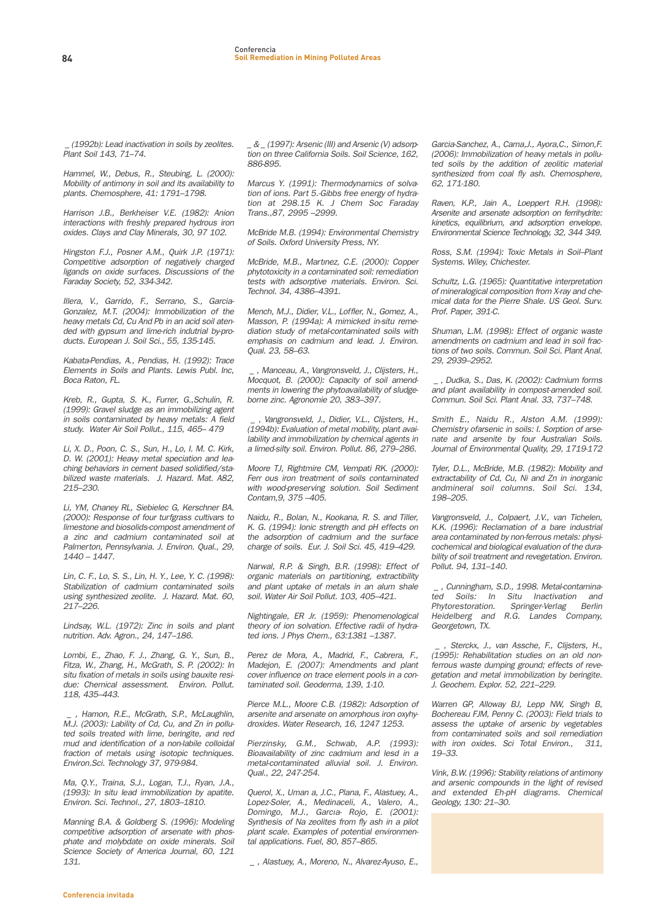_ (1992b): Lead inactivation in soils by zeolites. Plant Soil 143, 71–74.

Hammel, W., Debus, R., Steubing, L. (2000): Mobility of antimony in soil and its availability to plants. Chemosphere, 41: 1791–1798.

Harrison J.B., Berkheiser V.E. (1982): Anion interactions with freshly prepared hydrous iron oxides. Clays and Clay Minerals, 30, 97 102.

Hingston F.J., Posner A.M., Quirk J.P. (1971): Competitive adsorption of negatively charged ligands on oxide surfaces. Discussions of the Faraday Society, 52, 334-342.

Illera, V., Garrido, F., Serrano, S., Garcia-Gonzalez, M.T. (2004): Immobilization of the heavy metals Cd, Cu And Pb in an acid soil atended with gypsum and lime-rich indutrial by-products. European J. Soil Sci., 55, 135-145.

Kabata-Pendias, A., Pendias, H. (1992): Trace Elements in Soils and Plants. Lewis Publ. Inc, Boca Raton, FL.

Kreb, R., Gupta, S. K., Furrer, G.,Schulin, R. (1999): Gravel sludge as an immobilizing agent in soils contaminated by heavy metals: A field study. Water Air Soil Pollut., 115, 465– 479

Li, X. D., Poon, C. S., Sun, H., Lo, I. M. C. Kirk, D. W. (2001): Heavy metal speciation and leaching behaviors in cement based solidified/stabilized waste materials. J. Hazard. Mat. A82, 215–230.

Li, YM, Chaney RL, Siebielec G, Kerschner BA. (2000): Response of four turfgrass cultivars to limestone and biosolids-compost amendment of a zinc and cadmium contaminated soil at Palmerton, Pennsylvania. J. Environ. Qual., 29, 1440 – 1447.

Lin, C. F., Lo, S. S., Lin, H. Y., Lee, Y. C. (1998): Stabilization of cadmium contaminated soils using synthesized zeolite. J. Hazard. Mat. 60, 217–226.

Lindsay, W.L. (1972): Zinc in soils and plant nutrition. Adv. Agron., 24, 147–186.

Lombi, E., Zhao, F. J., Zhang, G. Y., Sun, B., Fitza, W., Zhang, H., McGrath, S. P. (2002): In situ fixation of metals in soils using bauxite residue: Chemical assessment. Environ. Pollut. 118, 435–443.

_ , Hamon, R.E., McGrath, S.P., McLaughlin, M.J. (2003): Lability of Cd, Cu, and Zn in polluted soils treated with lime, beringite, and red mud and identification of a non-labile colloidal fraction of metals using isotopic techniques. Environ.Sci. Technology 37, 979-984.

Ma, Q.Y., Traina, S.J., Logan, T.J., Ryan, J.A., (1993): In situ lead immobilization by apatite. Environ. Sci. Technol., 27, 1803–1810.

Manning B.A. & Goldberg S. (1996): Modeling competitive adsorption of arsenate with phosphate and molybdate on oxide minerals. Soil Science Society of America Journal, 60, 121 131.

_ & _ (1997): Arsenic (III) and Arsenic (V) adsorption on three California Soils. Soil Science, 162, 886-895.

Marcus Y. (1991): Thermodynamics of solvation of ions. Part 5.-Gibbs free energy of hydration at 298.15 K. J Chem Soc Faraday Trans.,87, 2995 –2999.

McBride M.B. (1994): Environmental Chemistry of Soils. Oxford University Press, NY.

McBride, M.B., Martınez, C.E. (2000): Copper phytotoxicity in a contaminated soil: remediation tests with adsorptive materials. Environ. Sci. Technol. 34, 4386–4391.

Mench, M.J., Didier, V.L., Loffler, N., Gomez, A., Masson, P. (1994a): A mimicked in-situ remediation study of metal-contaminated soils with emphasis on cadmium and lead. J. Environ. Qual. 23, 58–63.

_ , Manceau, A., Vangronsveld, J., Clijsters, H., Mocquot, B. (2000): Capacity of soil amendments in lowering the phytoavailability of sludge-borne zinc. Agronomie 20, 383–397.

_ , Vangronsveld, J., Didier, V.L., Clijsters, H., (1994b): Evaluation of metal mobility, plant availability and immobilization by chemical agents in a limed-silty soil. Environ. Pollut. 86, 279–286.

Moore TJ, Rightmire CM, Vempati RK. (2000): Ferr ous iron treatment of soils contaminated with wood-preserving solution. Soil Sediment Contam,9, 375 –405.

Naidu, R., Bolan, N., Kookana, R. S. and Tiller, K. G. (1994): Ionic strength and pH effects on the adsorption of cadmium and the surface charge of soils. Eur. J. Soil Sci. 45, 419–429.

Narwal, R.P. & Singh, B.R. (1998): Effect of organic materials on partitioning, extractibility and plant uptake of metals in an alum shale soil. Water Air Soil Pollut. 103, 405–421.

Nightingale, ER Jr. (1959): Phenomenological theory of ion solvation. Effective radii of hydrated ions. J Phys Chem., 63:1381 –1387.

Perez de Mora, A., Madrid, F., Cabrera, F., Madejon, E. (2007): Amendments and plant cover influence on trace element pools in a contaminated soil. Geoderma, 139, 1-10.

Pierce M.L., Moore C.B. (1982): Adsorption of arsenite and arsenate on amorphous iron oxyhydroxides. Water Research, 16, 1247 1253.

Pierzinsky, G.M., Schwab, A.P. (1993): Bioavailability of zinc cadmium and lesd in a metal-contaminated alluvial soil. J. Environ. Qual., 22, 247-254.

Querol, X., Uman a, J.C., Plana, F., Alastuey, A., Lopez-Soler, A., Medinaceli, A., Valero, A., Domingo, M.J., Garcıa- Rojo, E. (2001): Synthesis of Na zeolites from fly ash in a pilot plant scale. Examples of potential environmental applications. Fuel, 80, 857–865.

_ , Alastuey, A., Moreno, N., Alvarez-Ayuso, E., Garcia-Sanchez, A., Cama,J., Ayora,C., Simon,F. (2006): Immobilization of heavy metals in polluted soils by the addition of zeolitic material synthesized from coal fly ash. Chemosphere, 62, 171-180.

Raven, K.P., Jain A., Loeppert R.H. (1998): Arsenite and arsenate adsorption on ferrihydrite: kinetics, equilibrium, and adsorption envelope. Environmental Science Technology, 32, 344 349.

Ross, S.M. (1994): Toxic Metals in Soil–Plant Systems. Wiley, Chichester.

Schultz, L.G. (1965): Quantitative interpretation of mineralogical composition from X-ray and chemical data for the Pierre Shale. US Geol. Surv. Prof. Paper, 391-C.

Shuman, L.M. (1998): Effect of organic waste amendments on cadmium and lead in soil fractions of two soils. Commun. Soil Sci. Plant Anal. 29, 2939–2952.

_ , Dudka, S., Das, K. (2002): Cadmium forms and plant availability in compost-amended soil. Commun. Soil Sci. Plant Anal. 33, 737–748.

Smith E., Naidu R., Alston A.M. (1999): Chemistry ofarsenic in soils: I. Sorption of arsenate and arsenite by four Australian Soils. Journal of Environmental Quality, 29, 1719-172

Tyler, D.L., McBride, M.B. (1982): Mobility and extractability of Cd, Cu, Ni and Zn in inorganic andmineral soil columns. Soil Sci. 134, 198–205.

Vangronsveld, J., Colpaert, J.V., van Tichelen, K.K. (1996): Reclamation of a bare industrial area contaminated by non-ferrous metals: physicochemical and biological evaluation of the durability of soil treatment and revegetation. Environ. Pollut. 94, 131–140.

_ , Cunningham, S.D., 1998. Metal-contaminated Soils: In Situ Inactivation and Phytorestoration. Springer-Verlag Berlin Heidelberg and R.G. Landes Company, Georgetown, TX.

_ , Sterckx, J., van Assche, F., Clijsters, H., (1995): Rehabilitation studies on an old nonferrous waste dumping ground; effects of revegetation and metal immobilization by beringite. J. Geochem. Explor. 52, 221–229.

Warren GP, Alloway BJ, Lepp NW, Singh B, Bochereau FJM, Penny C. (2003): Field trials to assess the uptake of arsenic by vegetables from contaminated soils and soil remediation with iron oxides. Sci Total Environ., 311, 19–33.

Vink, B.W. (1996): Stability relations of antimony and arsenic compounds in the light of revised and extended Eh-pH diagrams. Chemical Geology, 130: 21–30.